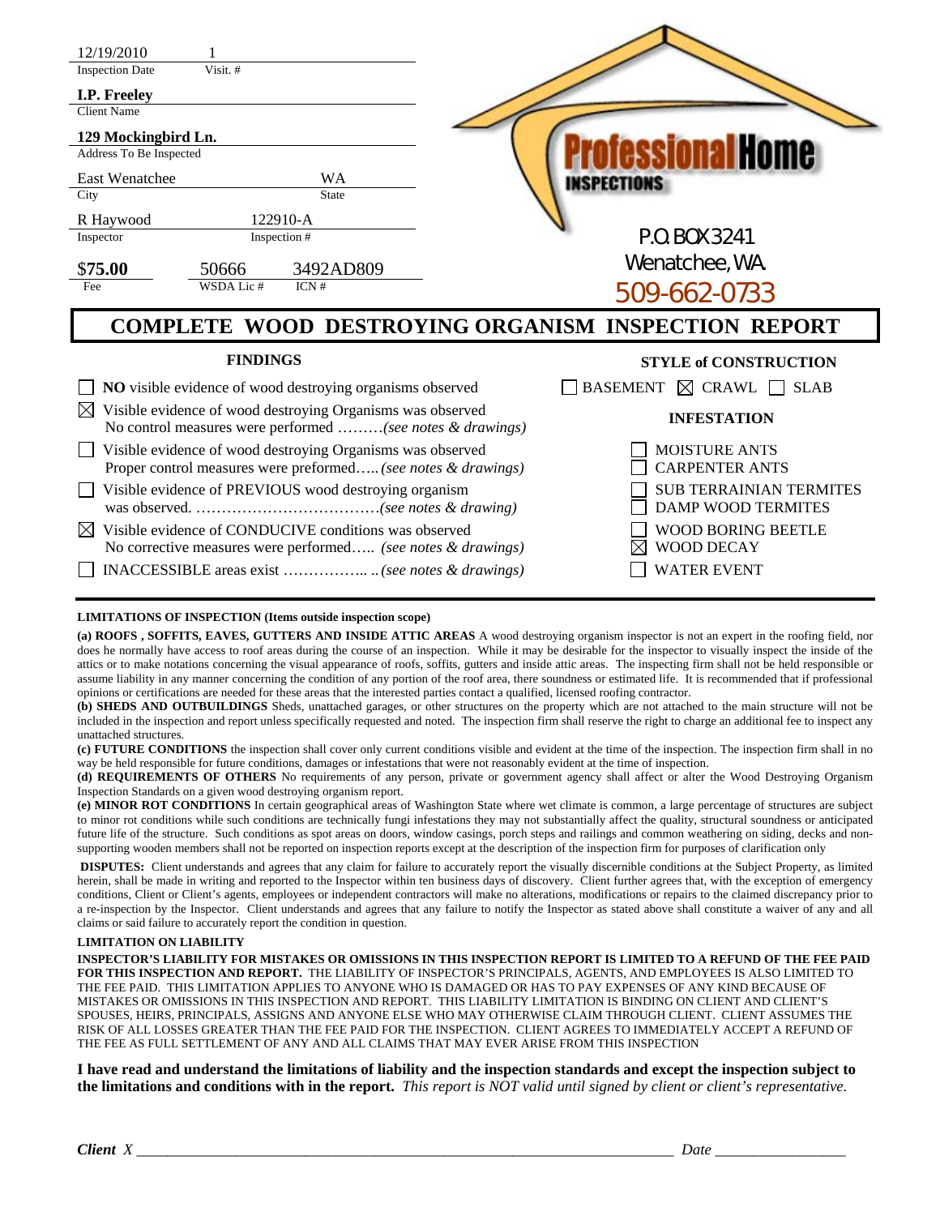| | |
|---|---|
| 12/19/2010 | 1 |
| Inspection Date | Visit. # |

**I.P. Freeley**
Client Name

**129 Mockingbird Ln.**
Address To Be Inspected

| | |
|---|---|
| East Wenatchee | WA |
| City | State |
| R Haywood | 122910-A |
| Inspector | Inspection # |

| | | |
|---|---|---|
| **$75.00** | 50666 | 3492AD809 |
| Fee | WSDA Lic # | ICN # |

**Professional Home INSPECTIONS**
P.O. BOX 3241
Wenatchee, WA.
509-662-0733

# COMPLETE WOOD DESTROYING ORGANISM INSPECTION REPORT

## FINDINGS

- ☐ **NO** visible evidence of wood destroying organisms observed
- ☒ Visible evidence of wood destroying Organisms was observed
  No control measures were performed .........*(see notes & drawings)*
- ☐ Visible evidence of wood destroying Organisms was observed
  Proper control measures were preformed..... *(see notes & drawings)*
- ☐ Visible evidence of PREVIOUS wood destroying organism
  was observed. ....................................*(see notes & drawing)*
- ☒ Visible evidence of CONDUCIVE conditions was observed
  No corrective measures were performed..... *(see notes & drawings)*
- ☐ INACCESSIBLE areas exist ................. ..*(see notes & drawings)*

## STYLE of CONSTRUCTION

☐ BASEMENT ☒ CRAWL ☐ SLAB

## INFESTATION

- ☐ MOISTURE ANTS
- ☐ CARPENTER ANTS
- ☐ SUB TERRAINIAN TERMITES
- ☐ DAMP WOOD TERMITES
- ☐ WOOD BORING BEETLE
- ☒ WOOD DECAY
- ☐ WATER EVENT

**LIMITATIONS OF INSPECTION (Items outside inspection scope)**

**(a) ROOFS , SOFFITS, EAVES, GUTTERS AND INSIDE ATTIC AREAS** A wood destroying organism inspector is not an expert in the roofing field, nor does he normally have access to roof areas during the course of an inspection. While it may be desirable for the inspector to visually inspect the inside of the attics or to make notations concerning the visual appearance of roofs, soffits, gutters and inside attic areas. The inspecting firm shall not be held responsible or assume liability in any manner concerning the condition of any portion of the roof area, there soundness or estimated life. It is recommended that if professional opinions or certifications are needed for these areas that the interested parties contact a qualified, licensed roofing contractor.

**(b) SHEDS AND OUTBUILDINGS** Sheds, unattached garages, or other structures on the property which are not attached to the main structure will not be included in the inspection and report unless specifically requested and noted. The inspection firm shall reserve the right to charge an additional fee to inspect any unattached structures.

**(c) FUTURE CONDITIONS** the inspection shall cover only current conditions visible and evident at the time of the inspection. The inspection firm shall in no way be held responsible for future conditions, damages or infestations that were not reasonably evident at the time of inspection.

**(d) REQUIREMENTS OF OTHERS** No requirements of any person, private or government agency shall affect or alter the Wood Destroying Organism Inspection Standards on a given wood destroying organism report.

**(e) MINOR ROT CONDITIONS** In certain geographical areas of Washington State where wet climate is common, a large percentage of structures are subject to minor rot conditions while such conditions are technically fungi infestations they may not substantially affect the quality, structural soundness or anticipated future life of the structure. Such conditions as spot areas on doors, window casings, porch steps and railings and common weathering on siding, decks and non-supporting wooden members shall not be reported on inspection reports except at the description of the inspection firm for purposes of clarification only

**DISPUTES:** Client understands and agrees that any claim for failure to accurately report the visually discernible conditions at the Subject Property, as limited herein, shall be made in writing and reported to the Inspector within ten business days of discovery. Client further agrees that, with the exception of emergency conditions, Client or Client's agents, employees or independent contractors will make no alterations, modifications or repairs to the claimed discrepancy prior to a re-inspection by the Inspector. Client understands and agrees that any failure to notify the Inspector as stated above shall constitute a waiver of any and all claims or said failure to accurately report the condition in question.

**LIMITATION ON LIABILITY**

**INSPECTOR'S LIABILITY FOR MISTAKES OR OMISSIONS IN THIS INSPECTION REPORT IS LIMITED TO A REFUND OF THE FEE PAID FOR THIS INSPECTION AND REPORT.** THE LIABILITY OF INSPECTOR'S PRINCIPALS, AGENTS, AND EMPLOYEES IS ALSO LIMITED TO THE FEE PAID. THIS LIMITATION APPLIES TO ANYONE WHO IS DAMAGED OR HAS TO PAY EXPENSES OF ANY KIND BECAUSE OF MISTAKES OR OMISSIONS IN THIS INSPECTION AND REPORT. THIS LIABILITY LIMITATION IS BINDING ON CLIENT AND CLIENT'S SPOUSES, HEIRS, PRINCIPALS, ASSIGNS AND ANYONE ELSE WHO MAY OTHERWISE CLAIM THROUGH CLIENT. CLIENT ASSUMES THE RISK OF ALL LOSSES GREATER THAN THE FEE PAID FOR THE INSPECTION. CLIENT AGREES TO IMMEDIATELY ACCEPT A REFUND OF THE FEE AS FULL SETTLEMENT OF ANY AND ALL CLAIMS THAT MAY EVER ARISE FROM THIS INSPECTION

**I have read and understand the limitations of liability and the inspection standards and except the inspection subject to the limitations and conditions with in the report.** *This report is NOT valid until signed by client or client's representative.*

***Client** X* ______________________________________________ *Date* ________________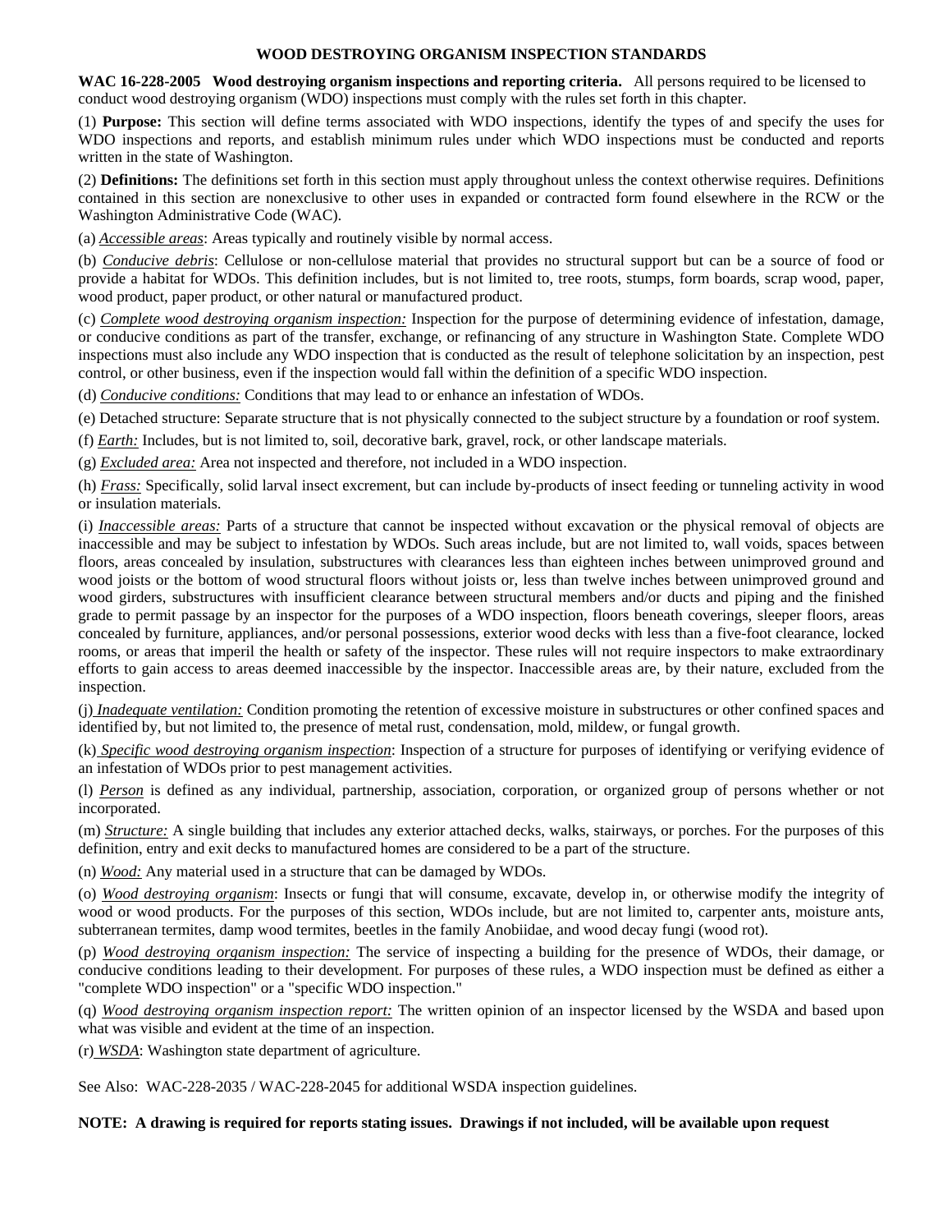# WOOD DESTROYING ORGANISM INSPECTION STANDARDS

**WAC 16-228-2005 Wood destroying organism inspections and reporting criteria.** All persons required to be licensed to conduct wood destroying organism (WDO) inspections must comply with the rules set forth in this chapter.

(1) **Purpose:** This section will define terms associated with WDO inspections, identify the types of and specify the uses for WDO inspections and reports, and establish minimum rules under which WDO inspections must be conducted and reports written in the state of Washington.

(2) **Definitions:** The definitions set forth in this section must apply throughout unless the context otherwise requires. Definitions contained in this section are nonexclusive to other uses in expanded or contracted form found elsewhere in the RCW or the Washington Administrative Code (WAC).

(a) *Accessible areas*: Areas typically and routinely visible by normal access.

(b) *Conducive debris*: Cellulose or non-cellulose material that provides no structural support but can be a source of food or provide a habitat for WDOs. This definition includes, but is not limited to, tree roots, stumps, form boards, scrap wood, paper, wood product, paper product, or other natural or manufactured product.

(c) *Complete wood destroying organism inspection:* Inspection for the purpose of determining evidence of infestation, damage, or conducive conditions as part of the transfer, exchange, or refinancing of any structure in Washington State. Complete WDO inspections must also include any WDO inspection that is conducted as the result of telephone solicitation by an inspection, pest control, or other business, even if the inspection would fall within the definition of a specific WDO inspection.

(d) *Conducive conditions:* Conditions that may lead to or enhance an infestation of WDOs.

(e) Detached structure: Separate structure that is not physically connected to the subject structure by a foundation or roof system.

(f) *Earth:* Includes, but is not limited to, soil, decorative bark, gravel, rock, or other landscape materials.

(g) *Excluded area:* Area not inspected and therefore, not included in a WDO inspection.

(h) *Frass:* Specifically, solid larval insect excrement, but can include by-products of insect feeding or tunneling activity in wood or insulation materials.

(i) *Inaccessible areas:* Parts of a structure that cannot be inspected without excavation or the physical removal of objects are inaccessible and may be subject to infestation by WDOs. Such areas include, but are not limited to, wall voids, spaces between floors, areas concealed by insulation, substructures with clearances less than eighteen inches between unimproved ground and wood joists or the bottom of wood structural floors without joists or, less than twelve inches between unimproved ground and wood girders, substructures with insufficient clearance between structural members and/or ducts and piping and the finished grade to permit passage by an inspector for the purposes of a WDO inspection, floors beneath coverings, sleeper floors, areas concealed by furniture, appliances, and/or personal possessions, exterior wood decks with less than a five-foot clearance, locked rooms, or areas that imperil the health or safety of the inspector. These rules will not require inspectors to make extraordinary efforts to gain access to areas deemed inaccessible by the inspector. Inaccessible areas are, by their nature, excluded from the inspection.

(j) *Inadequate ventilation:* Condition promoting the retention of excessive moisture in substructures or other confined spaces and identified by, but not limited to, the presence of metal rust, condensation, mold, mildew, or fungal growth.

(k) *Specific wood destroying organism inspection*: Inspection of a structure for purposes of identifying or verifying evidence of an infestation of WDOs prior to pest management activities.

(l) *Person* is defined as any individual, partnership, association, corporation, or organized group of persons whether or not incorporated.

(m) *Structure:* A single building that includes any exterior attached decks, walks, stairways, or porches. For the purposes of this definition, entry and exit decks to manufactured homes are considered to be a part of the structure.

(n) *Wood:* Any material used in a structure that can be damaged by WDOs.

(o) *Wood destroying organism*: Insects or fungi that will consume, excavate, develop in, or otherwise modify the integrity of wood or wood products. For the purposes of this section, WDOs include, but are not limited to, carpenter ants, moisture ants, subterranean termites, damp wood termites, beetles in the family Anobiidae, and wood decay fungi (wood rot).

(p) *Wood destroying organism inspection:* The service of inspecting a building for the presence of WDOs, their damage, or conducive conditions leading to their development. For purposes of these rules, a WDO inspection must be defined as either a "complete WDO inspection" or a "specific WDO inspection."

(q) *Wood destroying organism inspection report:* The written opinion of an inspector licensed by the WSDA and based upon what was visible and evident at the time of an inspection.

(r) *WSDA*: Washington state department of agriculture.

See Also: WAC-228-2035 / WAC-228-2045 for additional WSDA inspection guidelines.

**NOTE: A drawing is required for reports stating issues. Drawings if not included, will be available upon request**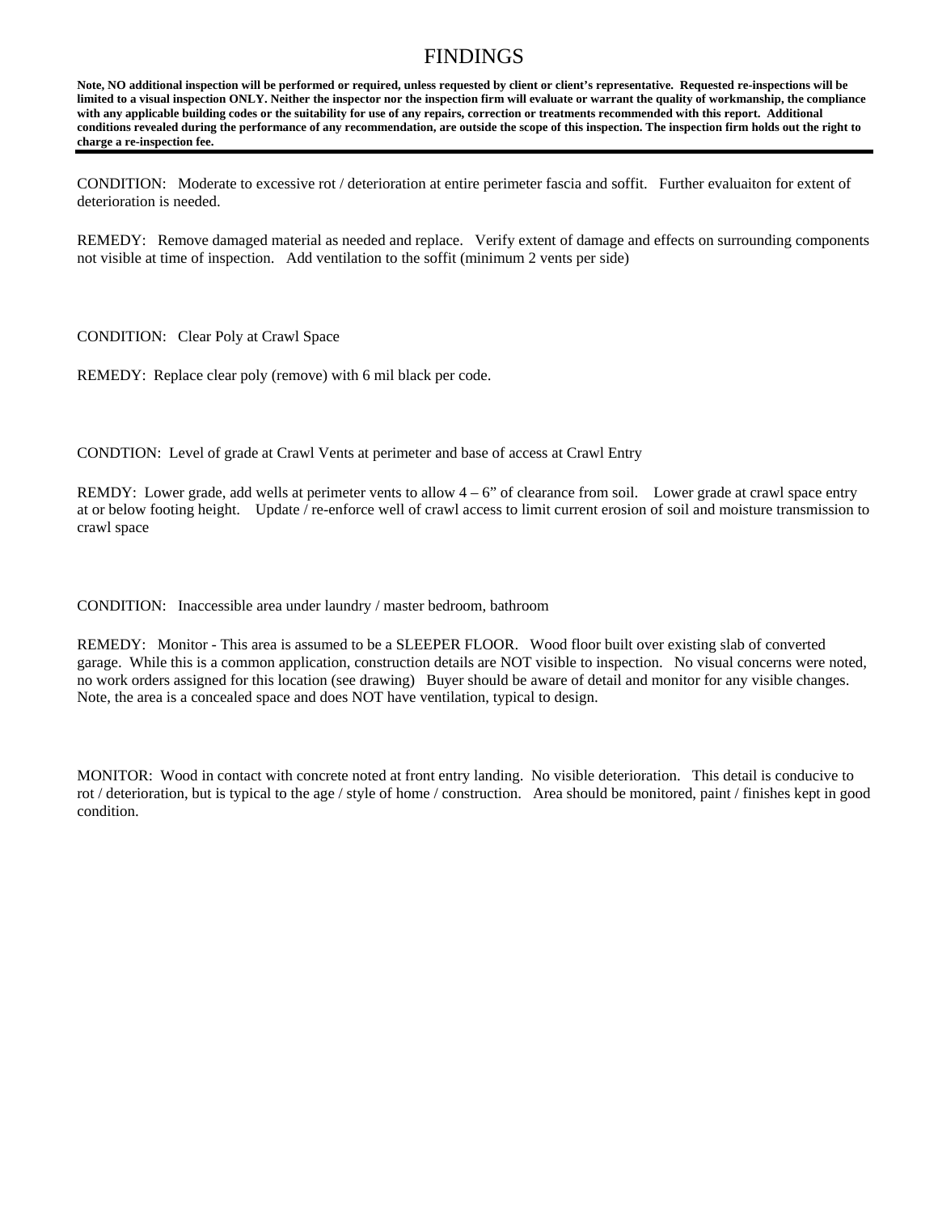# FINDINGS

**Note, NO additional inspection will be performed or required, unless requested by client or client's representative. Requested re-inspections will be limited to a visual inspection ONLY. Neither the inspector nor the inspection firm will evaluate or warrant the quality of workmanship, the compliance with any applicable building codes or the suitability for use of any repairs, correction or treatments recommended with this report. Additional conditions revealed during the performance of any recommendation, are outside the scope of this inspection. The inspection firm holds out the right to charge a re-inspection fee.**

---

CONDITION: Moderate to excessive rot / deterioration at entire perimeter fascia and soffit. Further evaluaiton for extent of deterioration is needed.

REMEDY: Remove damaged material as needed and replace. Verify extent of damage and effects on surrounding components not visible at time of inspection. Add ventilation to the soffit (minimum 2 vents per side)

CONDITION: Clear Poly at Crawl Space

REMEDY: Replace clear poly (remove) with 6 mil black per code.

CONDTION: Level of grade at Crawl Vents at perimeter and base of access at Crawl Entry

REMDY: Lower grade, add wells at perimeter vents to allow 4 – 6" of clearance from soil. Lower grade at crawl space entry at or below footing height. Update / re-enforce well of crawl access to limit current erosion of soil and moisture transmission to crawl space

CONDITION: Inaccessible area under laundry / master bedroom, bathroom

REMEDY: Monitor - This area is assumed to be a SLEEPER FLOOR. Wood floor built over existing slab of converted garage. While this is a common application, construction details are NOT visible to inspection. No visual concerns were noted, no work orders assigned for this location (see drawing) Buyer should be aware of detail and monitor for any visible changes. Note, the area is a concealed space and does NOT have ventilation, typical to design.

MONITOR: Wood in contact with concrete noted at front entry landing. No visible deterioration. This detail is conducive to rot / deterioration, but is typical to the age / style of home / construction. Area should be monitored, paint / finishes kept in good condition.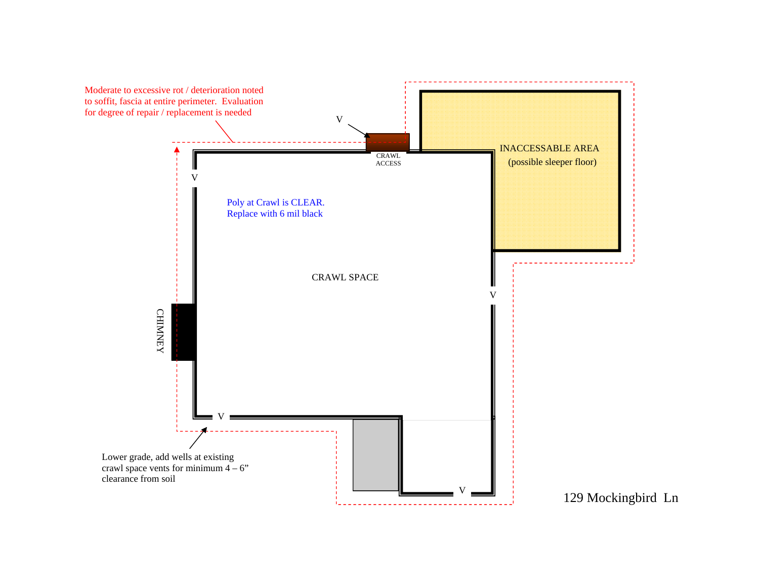Moderate to excessive rot / deterioration noted to soffit, fascia at entire perimeter. Evaluation for degree of repair / replacement is needed

V

CRAWL ACCESS

INACCESSABLE AREA

(possible sleeper floor)

V

Poly at Crawl is CLEAR.
Replace with 6 mil black

CRAWL SPACE

V

CHIMNEY

V

V

Lower grade, add wells at existing crawl space vents for minimum 4 – 6" clearance from soil

V

129 Mockingbird Ln